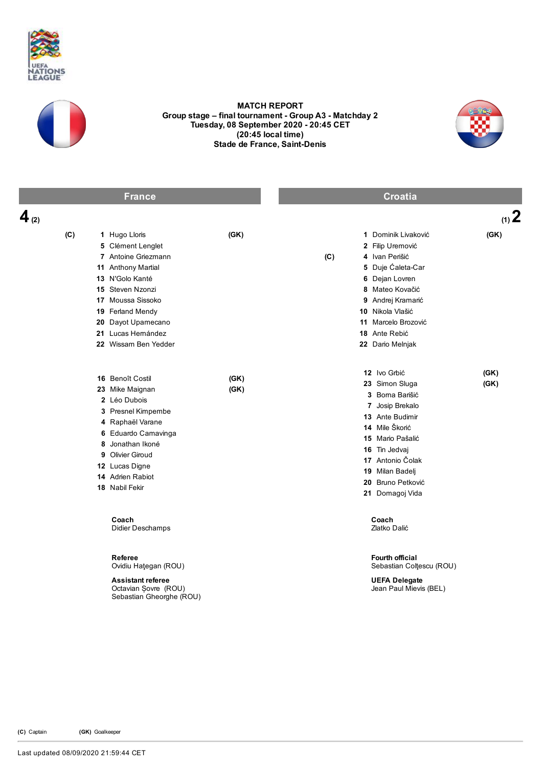# MATCH REPORT

**Group stage – final tournament - Group A3 - Matchday 2**
**Tuesday, 08 September 2020 - 20:45 CET**
**(20:45 local time)**
**Stade de France, Saint-Denis**

## France 4 (2) – (1) 2 Croatia

### France

| | No. | Player | |
|---|---|---|---|
| (C) | 1 | Hugo Lloris | (GK) |
| | 5 | Clément Lenglet | |
| | 7 | Antoine Griezmann | |
| | 11 | Anthony Martial | |
| | 13 | N'Golo Kanté | |
| | 15 | Steven Nzonzi | |
| | 17 | Moussa Sissoko | |
| | 19 | Ferland Mendy | |
| | 20 | Dayot Upamecano | |
| | 21 | Lucas Hernández | |
| | 22 | Wissam Ben Yedder | |

**Substitutes**

| No. | Player | |
|---|---|---|
| 16 | Benoît Costil | (GK) |
| 23 | Mike Maignan | (GK) |
| 2 | Léo Dubois | |
| 3 | Presnel Kimpembe | |
| 4 | Raphaël Varane | |
| 6 | Eduardo Camavinga | |
| 8 | Jonathan Ikoné | |
| 9 | Olivier Giroud | |
| 12 | Lucas Digne | |
| 14 | Adrien Rabiot | |
| 18 | Nabil Fekir | |

**Coach**
Didier Deschamps

### Croatia

| | No. | Player | |
|---|---|---|---|
| | 1 | Dominik Livaković | (GK) |
| | 2 | Filip Uremović | |
| (C) | 4 | Ivan Perišić | |
| | 5 | Duje Ćaleta-Car | |
| | 6 | Dejan Lovren | |
| | 8 | Mateo Kovačić | |
| | 9 | Andrej Kramarić | |
| | 10 | Nikola Vlašić | |
| | 11 | Marcelo Brozović | |
| | 18 | Ante Rebić | |
| | 22 | Dario Melnjak | |

**Substitutes**

| No. | Player | |
|---|---|---|
| 12 | Ivo Grbić | (GK) |
| 23 | Simon Sluga | (GK) |
| 3 | Borna Barišić | |
| 7 | Josip Brekalo | |
| 13 | Ante Budimir | |
| 14 | Mile Škorić | |
| 15 | Mario Pašalić | |
| 16 | Tin Jedvaj | |
| 17 | Antonio Čolak | |
| 19 | Milan Badelj | |
| 20 | Bruno Petković | |
| 21 | Domagoj Vida | |

**Coach**
Zlatko Dalić

---

**Referee**
Ovidiu Haţegan (ROU)

**Assistant referee**
Octavian Şovre (ROU)
Sebastian Gheorghe (ROU)

**Fourth official**
Sebastian Colţescu (ROU)

**UEFA Delegate**
Jean Paul Mievis (BEL)

(C) Captain (GK) Goalkeeper

Last updated 08/09/2020 21:59:44 CET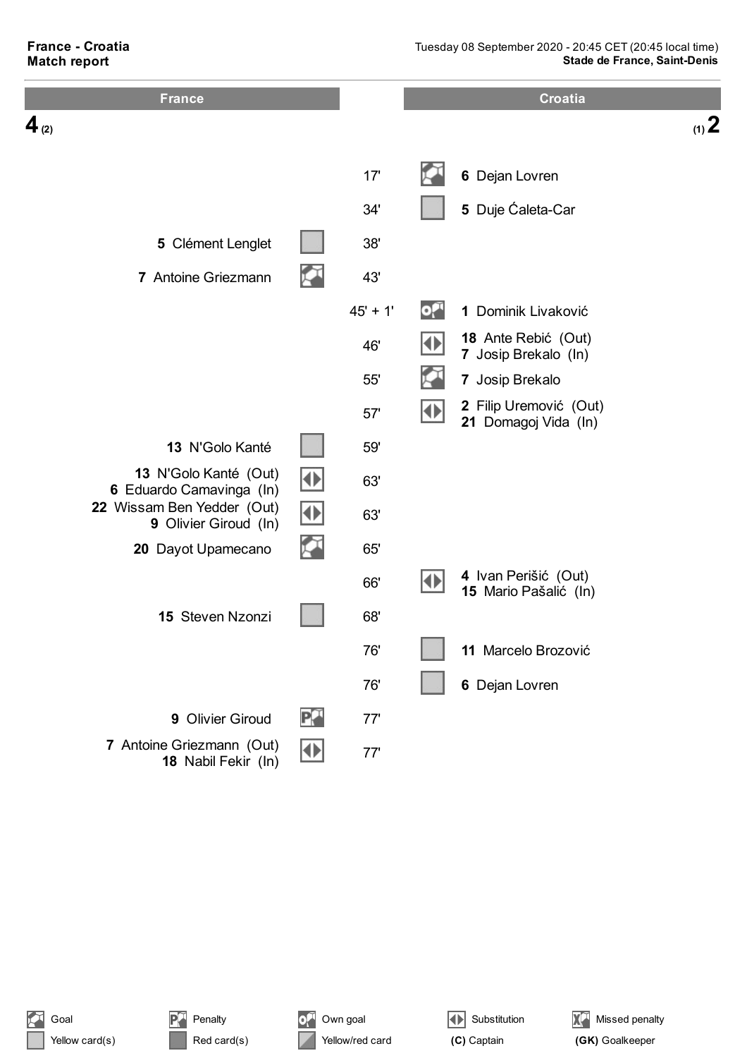**France - Croatia**
**Match report**

Tuesday 08 September 2020 - 20:45 CET (20:45 local time)
**Stade de France, Saint-Denis**

| France | | | | Croatia |
| --- | --- | --- | --- | --- |
| **4** (2) | | | | (1) **2** |
| | | 17' | Goal | **6** Dejan Lovren |
| | | 34' | Yellow card | **5** Duje Ćaleta-Car |
| **5** Clément Lenglet | Yellow card | 38' | | |
| **7** Antoine Griezmann | Goal | 43' | | |
| | | 45' + 1' | Own goal | **1** Dominik Livaković |
| | | 46' | Substitution | **18** Ante Rebić (Out) **7** Josip Brekalo (In) |
| | | 55' | Goal | **7** Josip Brekalo |
| | | 57' | Substitution | **2** Filip Uremović (Out) **21** Domagoj Vida (In) |
| **13** N'Golo Kanté | Yellow card | 59' | | |
| **13** N'Golo Kanté (Out) **6** Eduardo Camavinga (In) | Substitution | 63' | | |
| **22** Wissam Ben Yedder (Out) **9** Olivier Giroud (In) | Substitution | 63' | | |
| **20** Dayot Upamecano | Goal | 65' | | |
| | | 66' | Substitution | **4** Ivan Perišić (Out) **15** Mario Pašalić (In) |
| **15** Steven Nzonzi | Yellow card | 68' | | |
| | | 76' | Yellow card | **11** Marcelo Brozović |
| | | 76' | Yellow card | **6** Dejan Lovren |
| **9** Olivier Giroud | Penalty | 77' | | |
| **7** Antoine Griezmann (Out) **18** Nabil Fekir (In) | Substitution | 77' | | |

Goal | Penalty | Own goal | Substitution | Missed penalty
Yellow card(s) | Red card(s) | Yellow/red card | **(C)** Captain | **(GK)** Goalkeeper